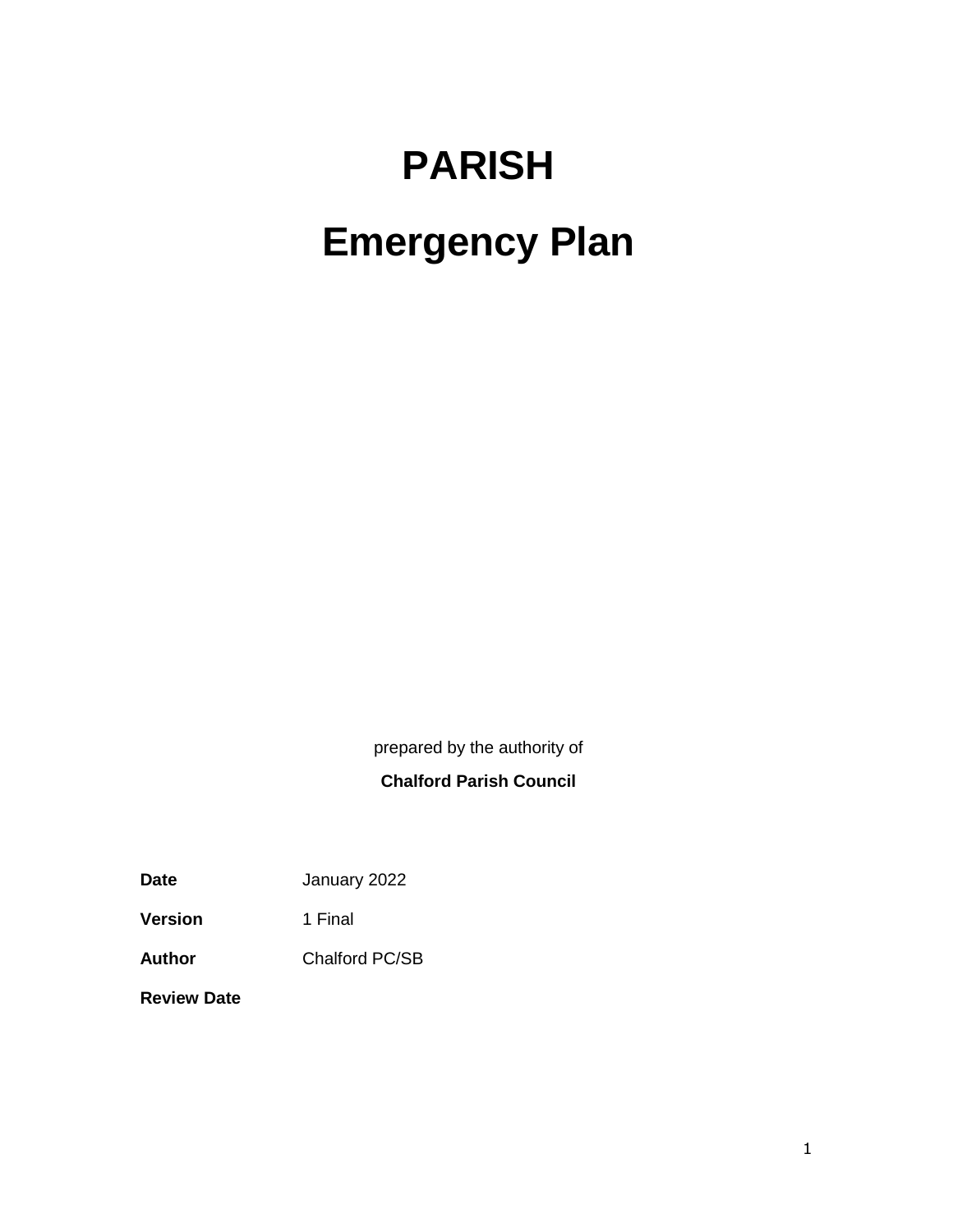# PARISH

# Emergency Plan

prepared by the authority of

**Chalford Parish Council**

| | |
|---|---|
| **Date** | January 2022 |
| **Version** | 1 Final |
| **Author** | Chalford PC/SB |
| **Review Date** | |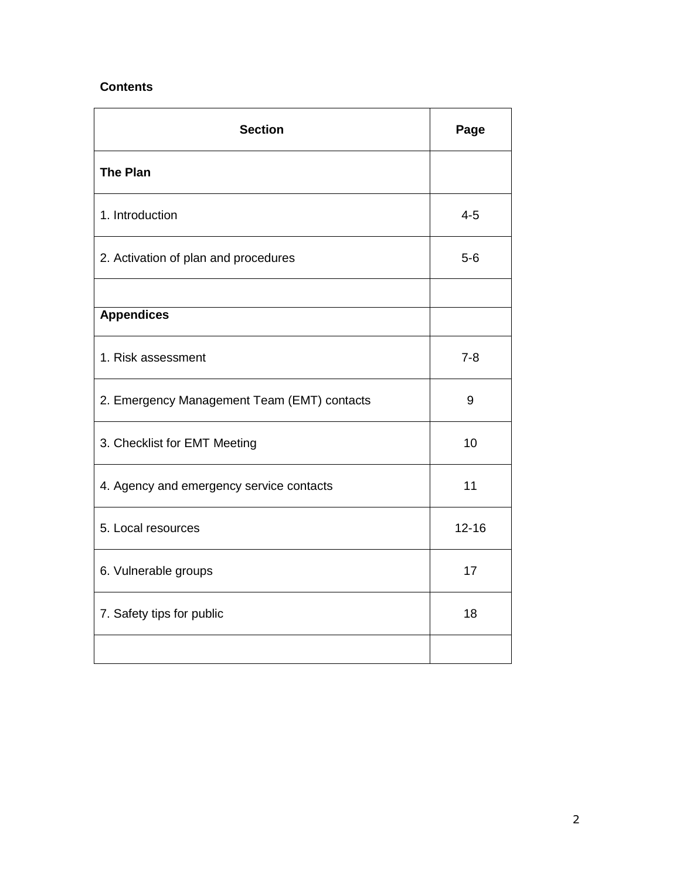**Contents**

| Section | Page |
|---|---|
| **The Plan** | |
| 1. Introduction | 4-5 |
| 2. Activation of plan and procedures | 5-6 |
| | |
| **Appendices** | |
| 1. Risk assessment | 7-8 |
| 2. Emergency Management Team (EMT) contacts | 9 |
| 3. Checklist for EMT Meeting | 10 |
| 4. Agency and emergency service contacts | 11 |
| 5. Local resources | 12-16 |
| 6. Vulnerable groups | 17 |
| 7. Safety tips for public | 18 |
| | |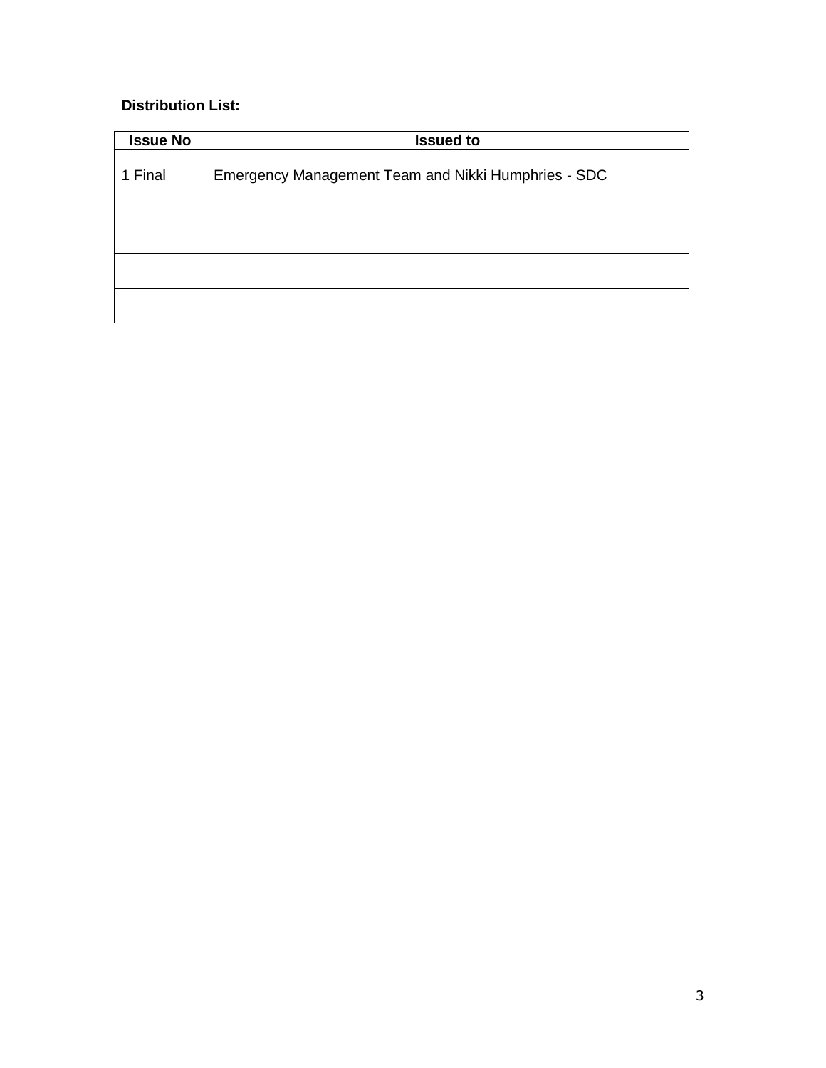**Distribution List:**

| Issue No | Issued to |
|---|---|
| 1 Final | Emergency Management Team and Nikki Humphries - SDC |
| | |
| | |
| | |
| | |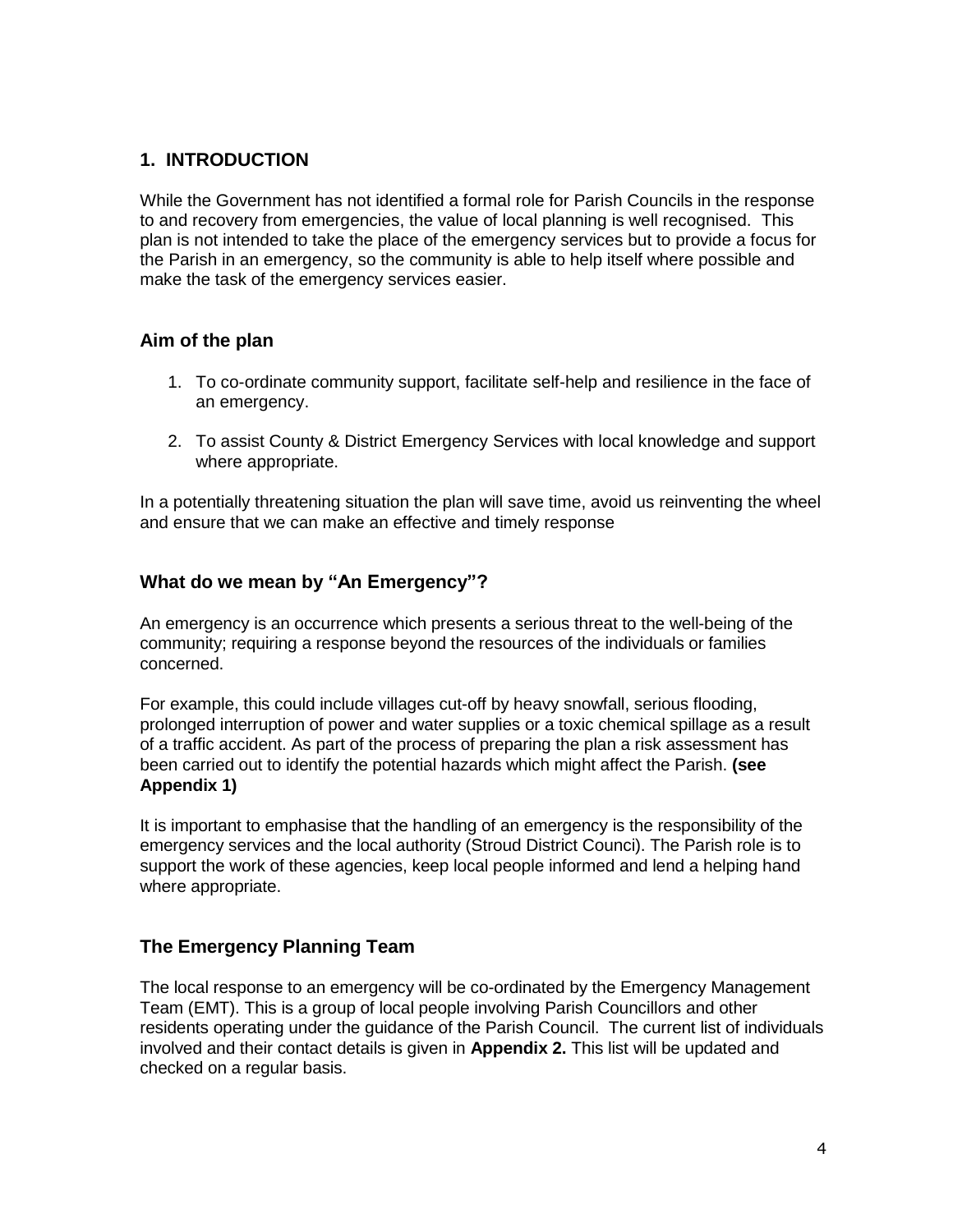## 1. INTRODUCTION

While the Government has not identified a formal role for Parish Councils in the response to and recovery from emergencies, the value of local planning is well recognised. This plan is not intended to take the place of the emergency services but to provide a focus for the Parish in an emergency, so the community is able to help itself where possible and make the task of the emergency services easier.

### Aim of the plan

1. To co-ordinate community support, facilitate self-help and resilience in the face of an emergency.
2. To assist County & District Emergency Services with local knowledge and support where appropriate.

In a potentially threatening situation the plan will save time, avoid us reinventing the wheel and ensure that we can make an effective and timely response

### What do we mean by "An Emergency"?

An emergency is an occurrence which presents a serious threat to the well-being of the community; requiring a response beyond the resources of the individuals or families concerned.

For example, this could include villages cut-off by heavy snowfall, serious flooding, prolonged interruption of power and water supplies or a toxic chemical spillage as a result of a traffic accident. As part of the process of preparing the plan a risk assessment has been carried out to identify the potential hazards which might affect the Parish. **(see Appendix 1)**

It is important to emphasise that the handling of an emergency is the responsibility of the emergency services and the local authority (Stroud District Counci). The Parish role is to support the work of these agencies, keep local people informed and lend a helping hand where appropriate.

### The Emergency Planning Team

The local response to an emergency will be co-ordinated by the Emergency Management Team (EMT). This is a group of local people involving Parish Councillors and other residents operating under the guidance of the Parish Council. The current list of individuals involved and their contact details is given in **Appendix 2.** This list will be updated and checked on a regular basis.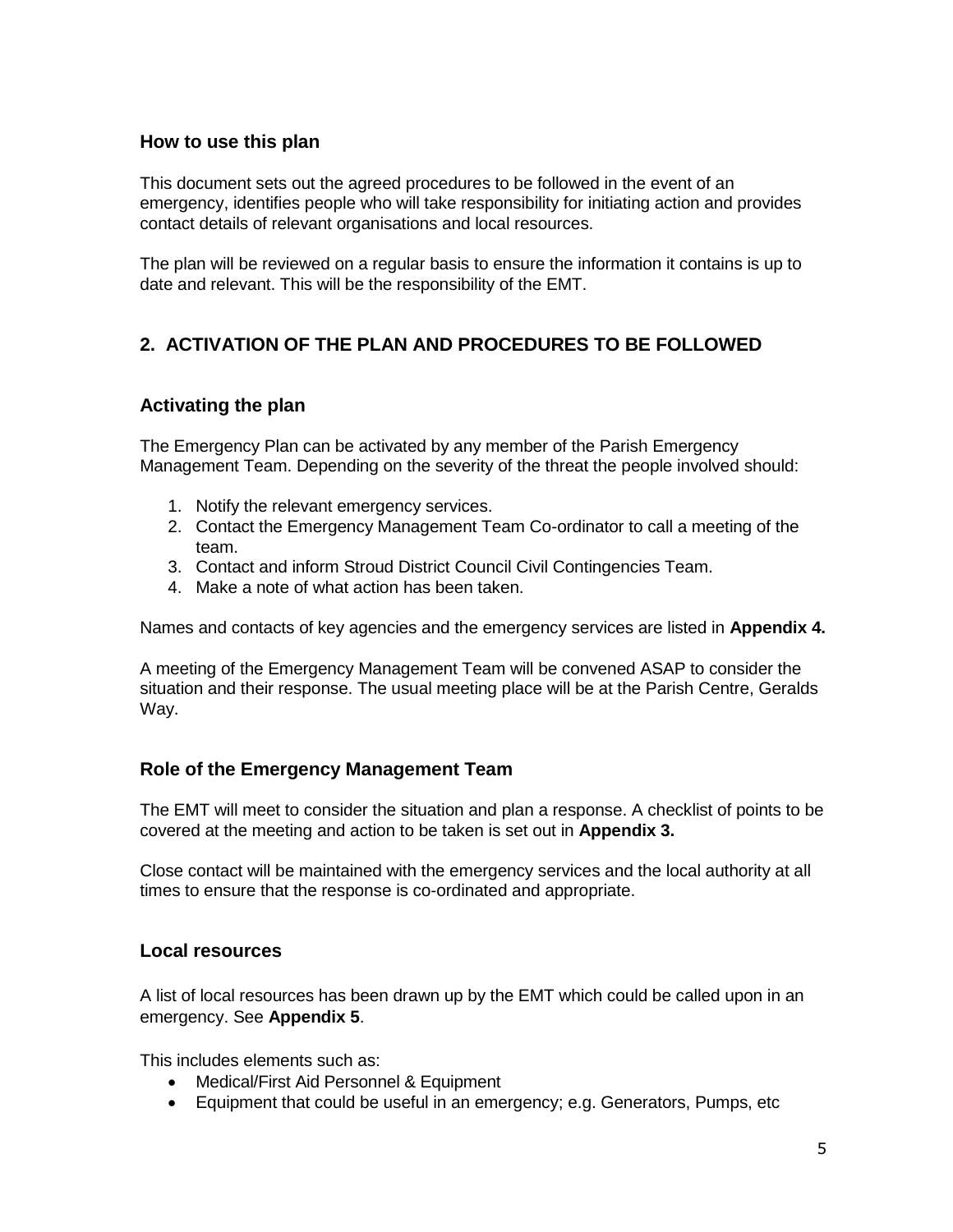### How to use this plan

This document sets out the agreed procedures to be followed in the event of an emergency, identifies people who will take responsibility for initiating action and provides contact details of relevant organisations and local resources.

The plan will be reviewed on a regular basis to ensure the information it contains is up to date and relevant. This will be the responsibility of the EMT.

## 2. ACTIVATION OF THE PLAN AND PROCEDURES TO BE FOLLOWED

### Activating the plan

The Emergency Plan can be activated by any member of the Parish Emergency Management Team. Depending on the severity of the threat the people involved should:

1. Notify the relevant emergency services.
2. Contact the Emergency Management Team Co-ordinator to call a meeting of the team.
3. Contact and inform Stroud District Council Civil Contingencies Team.
4. Make a note of what action has been taken.

Names and contacts of key agencies and the emergency services are listed in **Appendix 4.**

A meeting of the Emergency Management Team will be convened ASAP to consider the situation and their response. The usual meeting place will be at the Parish Centre, Geralds Way.

### Role of the Emergency Management Team

The EMT will meet to consider the situation and plan a response. A checklist of points to be covered at the meeting and action to be taken is set out in **Appendix 3.**

Close contact will be maintained with the emergency services and the local authority at all times to ensure that the response is co-ordinated and appropriate.

### Local resources

A list of local resources has been drawn up by the EMT which could be called upon in an emergency. See **Appendix 5**.

This includes elements such as:

- Medical/First Aid Personnel & Equipment
- Equipment that could be useful in an emergency; e.g. Generators, Pumps, etc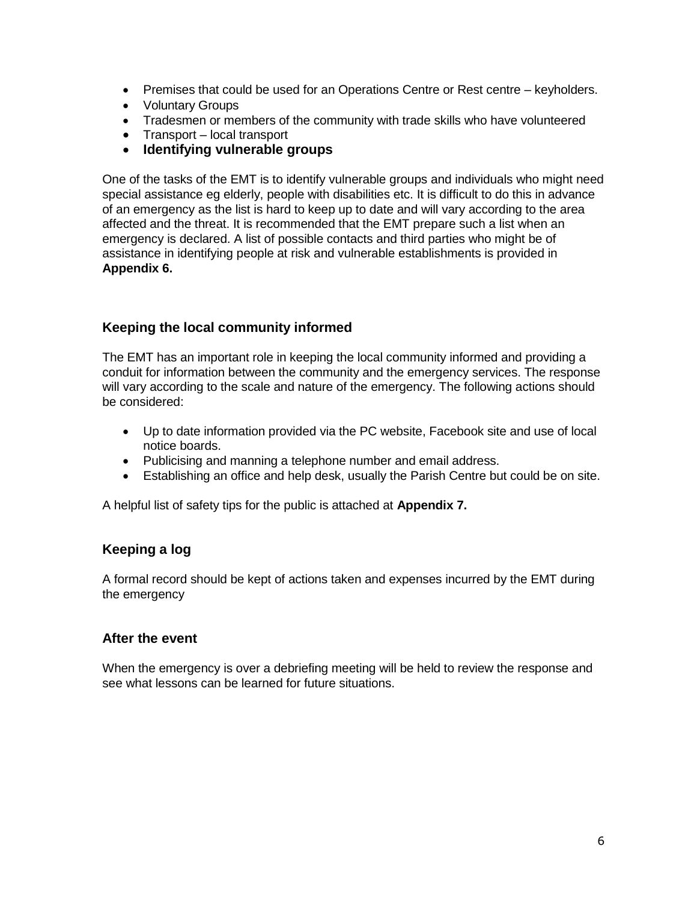- Premises that could be used for an Operations Centre or Rest centre – keyholders.
- Voluntary Groups
- Tradesmen or members of the community with trade skills who have volunteered
- Transport – local transport
- **Identifying vulnerable groups**

One of the tasks of the EMT is to identify vulnerable groups and individuals who might need special assistance eg elderly, people with disabilities etc. It is difficult to do this in advance of an emergency as the list is hard to keep up to date and will vary according to the area affected and the threat. It is recommended that the EMT prepare such a list when an emergency is declared. A list of possible contacts and third parties who might be of assistance in identifying people at risk and vulnerable establishments is provided in **Appendix 6.**

### Keeping the local community informed

The EMT has an important role in keeping the local community informed and providing a conduit for information between the community and the emergency services. The response will vary according to the scale and nature of the emergency. The following actions should be considered:

- Up to date information provided via the PC website, Facebook site and use of local notice boards.
- Publicising and manning a telephone number and email address.
- Establishing an office and help desk, usually the Parish Centre but could be on site.

A helpful list of safety tips for the public is attached at **Appendix 7.**

### Keeping a log

A formal record should be kept of actions taken and expenses incurred by the EMT during the emergency

### After the event

When the emergency is over a debriefing meeting will be held to review the response and see what lessons can be learned for future situations.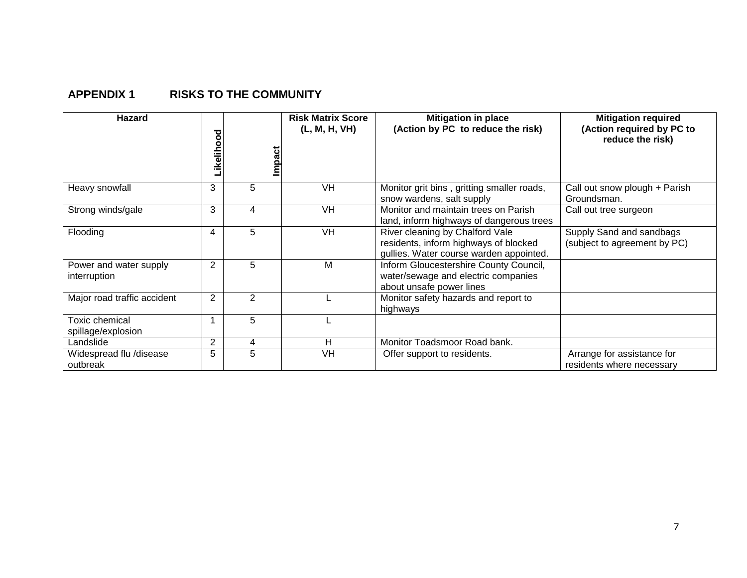## APPENDIX 1 RISKS TO THE COMMUNITY

| Hazard | Likelihood | Impact | Risk Matrix Score (L, M, H, VH) | Mitigation in place (Action by PC to reduce the risk) | Mitigation required (Action required by PC to reduce the risk) |
|---|---|---|---|---|---|
| Heavy snowfall | 3 | 5 | VH | Monitor grit bins , gritting smaller roads, snow wardens, salt supply | Call out snow plough + Parish Groundsman. |
| Strong winds/gale | 3 | 4 | VH | Monitor and maintain trees on Parish land, inform highways of dangerous trees | Call out tree surgeon |
| Flooding | 4 | 5 | VH | River cleaning by Chalford Vale residents, inform highways of blocked gullies. Water course warden appointed. | Supply Sand and sandbags (subject to agreement by PC) |
| Power and water supply interruption | 2 | 5 | M | Inform Gloucestershire County Council, water/sewage and electric companies about unsafe power lines | |
| Major road traffic accident | 2 | 2 | L | Monitor safety hazards and report to highways | |
| Toxic chemical spillage/explosion | 1 | 5 | L | | |
| Landslide | 2 | 4 | H | Monitor Toadsmoor Road bank. | |
| Widespread flu /disease outbreak | 5 | 5 | VH | Offer support to residents. | Arrange for assistance for residents where necessary |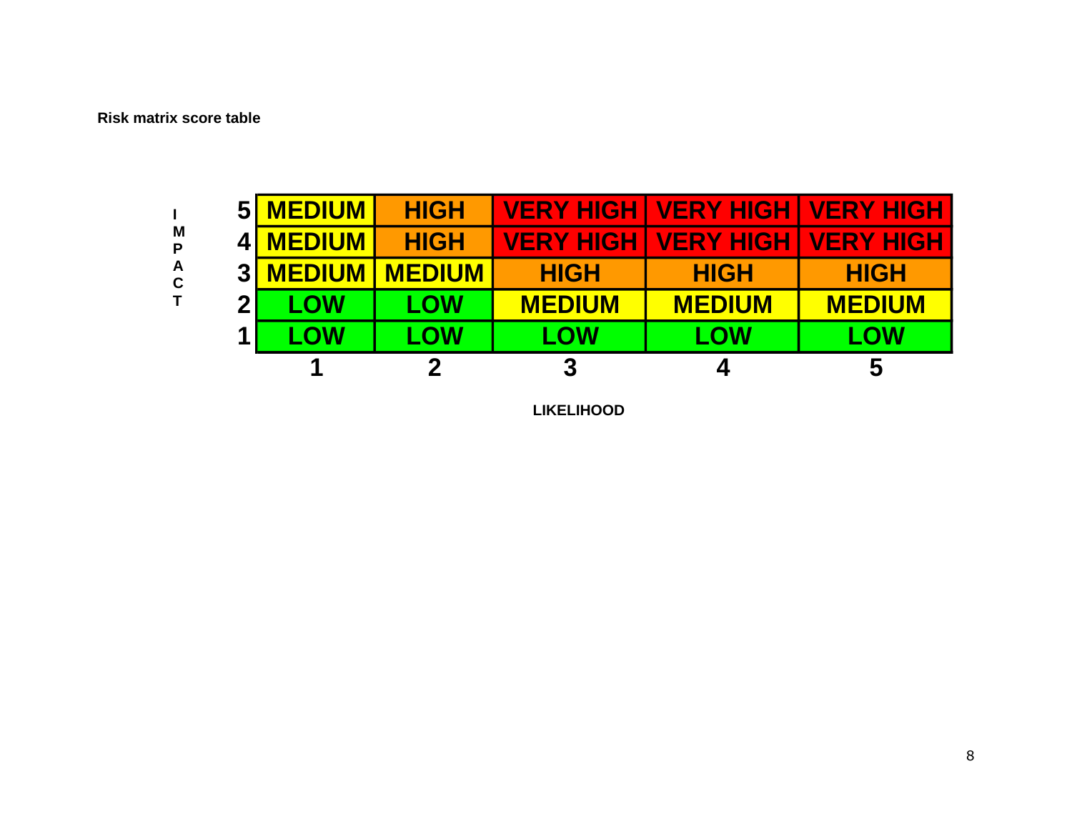**Risk matrix score table**

| IMPACT | | | | | |
|---|---|---|---|---|---|
| **5** | MEDIUM | HIGH | VERY HIGH | VERY HIGH | VERY HIGH |
| **4** | MEDIUM | HIGH | VERY HIGH | VERY HIGH | VERY HIGH |
| **3** | MEDIUM | MEDIUM | HIGH | HIGH | HIGH |
| **2** | LOW | LOW | MEDIUM | MEDIUM | MEDIUM |
| **1** | LOW | LOW | LOW | LOW | LOW |
| | **1** | **2** | **3** | **4** | **5** |

**LIKELIHOOD**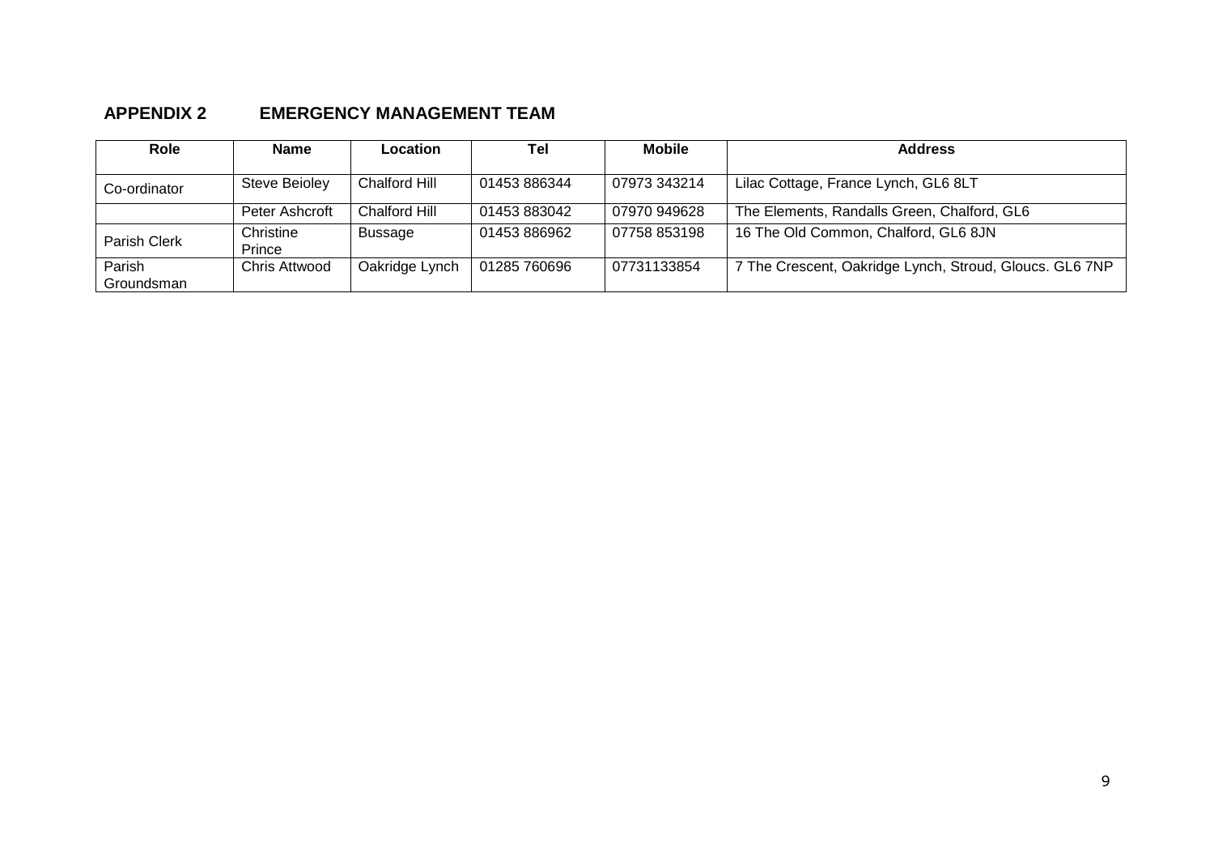## APPENDIX 2 EMERGENCY MANAGEMENT TEAM

| Role | Name | Location | Tel | Mobile | Address |
|---|---|---|---|---|---|
| Co-ordinator | Steve Beioley | Chalford Hill | 01453 886344 | 07973 343214 | Lilac Cottage, France Lynch, GL6 8LT |
| | Peter Ashcroft | Chalford Hill | 01453 883042 | 07970 949628 | The Elements, Randalls Green, Chalford, GL6 |
| Parish Clerk | Christine Prince | Bussage | 01453 886962 | 07758 853198 | 16 The Old Common, Chalford, GL6 8JN |
| Parish Groundsman | Chris Attwood | Oakridge Lynch | 01285 760696 | 07731133854 | 7 The Crescent, Oakridge Lynch, Stroud, Gloucs. GL6 7NP |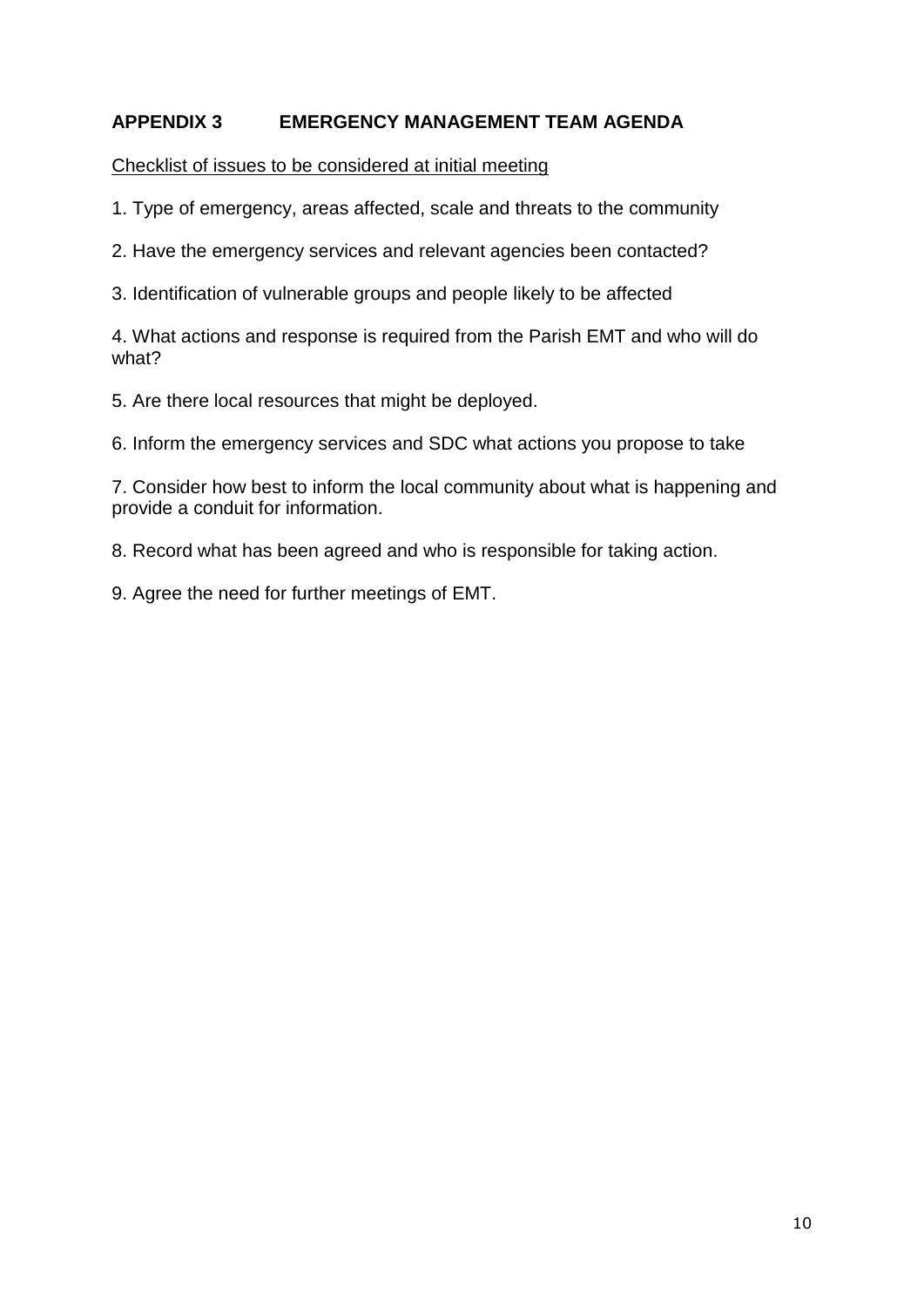## APPENDIX 3 EMERGENCY MANAGEMENT TEAM AGENDA

Checklist of issues to be considered at initial meeting

1. Type of emergency, areas affected, scale and threats to the community

2. Have the emergency services and relevant agencies been contacted?

3. Identification of vulnerable groups and people likely to be affected

4. What actions and response is required from the Parish EMT and who will do what?

5. Are there local resources that might be deployed.

6. Inform the emergency services and SDC what actions you propose to take

7. Consider how best to inform the local community about what is happening and provide a conduit for information.

8. Record what has been agreed and who is responsible for taking action.

9. Agree the need for further meetings of EMT.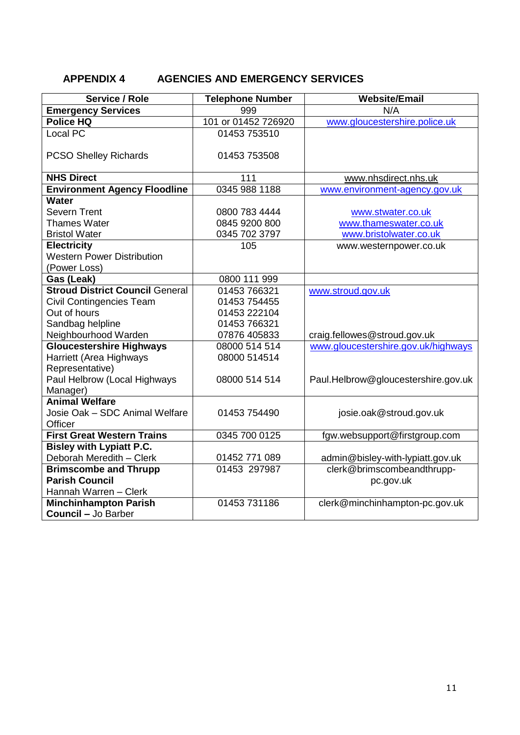## APPENDIX 4 AGENCIES AND EMERGENCY SERVICES

| Service / Role | Telephone Number | Website/Email |
|---|---|---|
| **Emergency Services** | 999 | N/A |
| **Police HQ** | 101 or 01452 726920 | www.gloucestershire.police.uk |
| Local PC<br><br>PCSO Shelley Richards | 01453 753510<br><br>01453 753508 | |
| **NHS Direct** | 111 | www.nhsdirect.nhs.uk |
| **Environment Agency Floodline** | 0345 988 1188 | www.environment-agency.gov.uk |
| **Water**<br>Severn Trent<br>Thames Water<br>Bristol Water | <br>0800 783 4444<br>0845 9200 800<br>0345 702 3797 | <br>www.stwater.co.uk<br>www.thameswater.co.uk<br>www.bristolwater.co.uk |
| **Electricity**<br>Western Power Distribution (Power Loss) | 105 | www.westernpower.co.uk |
| **Gas (Leak)** | 0800 111 999 | |
| **Stroud District Council** General<br>Civil Contingencies Team<br>Out of hours<br>Sandbag helpline<br>Neighbourhood Warden | 01453 766321<br>01453 754455<br>01453 222104<br>01453 766321<br>07876 405833 | www.stroud.gov.uk<br><br><br><br>craig.fellowes@stroud.gov.uk |
| **Gloucestershire Highways**<br>Harriett (Area Highways Representative)<br>Paul Helbrow (Local Highways Manager) | 08000 514 514<br>08000 514514<br><br>08000 514 514 | www.gloucestershire.gov.uk/highways<br><br><br>Paul.Helbrow@gloucestershire.gov.uk |
| **Animal Welfare**<br>Josie Oak – SDC Animal Welfare Officer | 01453 754490 | josie.oak@stroud.gov.uk |
| **First Great Western Trains** | 0345 700 0125 | fgw.websupport@firstgroup.com |
| **Bisley with Lypiatt P.C.**<br>Deborah Meredith – Clerk | <br>01452 771 089 | <br>admin@bisley-with-lypiatt.gov.uk |
| **Brimscombe and Thrupp Parish Council**<br>Hannah Warren – Clerk | 01453 297987 | clerk@brimscombeandthrupp-pc.gov.uk |
| **Minchinhampton Parish Council –** Jo Barber | 01453 731186 | clerk@minchinhampton-pc.gov.uk |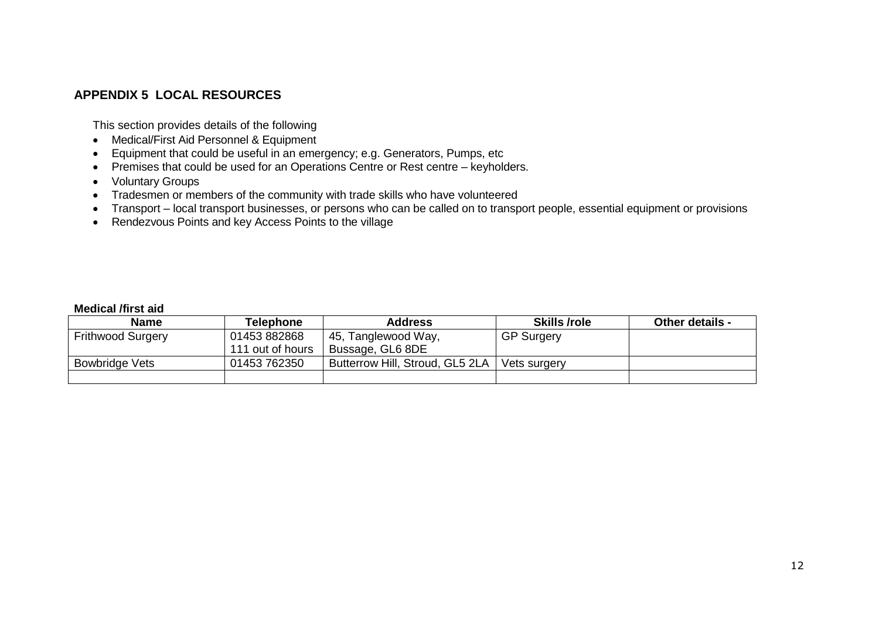## APPENDIX 5 LOCAL RESOURCES

This section provides details of the following

- Medical/First Aid Personnel & Equipment
- Equipment that could be useful in an emergency; e.g. Generators, Pumps, etc
- Premises that could be used for an Operations Centre or Rest centre – keyholders.
- Voluntary Groups
- Tradesmen or members of the community with trade skills who have volunteered
- Transport – local transport businesses, or persons who can be called on to transport people, essential equipment or provisions
- Rendezvous Points and key Access Points to the village

**Medical /first aid**

| Name | Telephone | Address | Skills /role | Other details - |
|---|---|---|---|---|
| Frithwood Surgery | 01453 882868<br>111 out of hours | 45, Tanglewood Way,<br>Bussage, GL6 8DE | GP Surgery | |
| Bowbridge Vets | 01453 762350 | Butterrow Hill, Stroud, GL5 2LA | Vets surgery | |
| | | | | |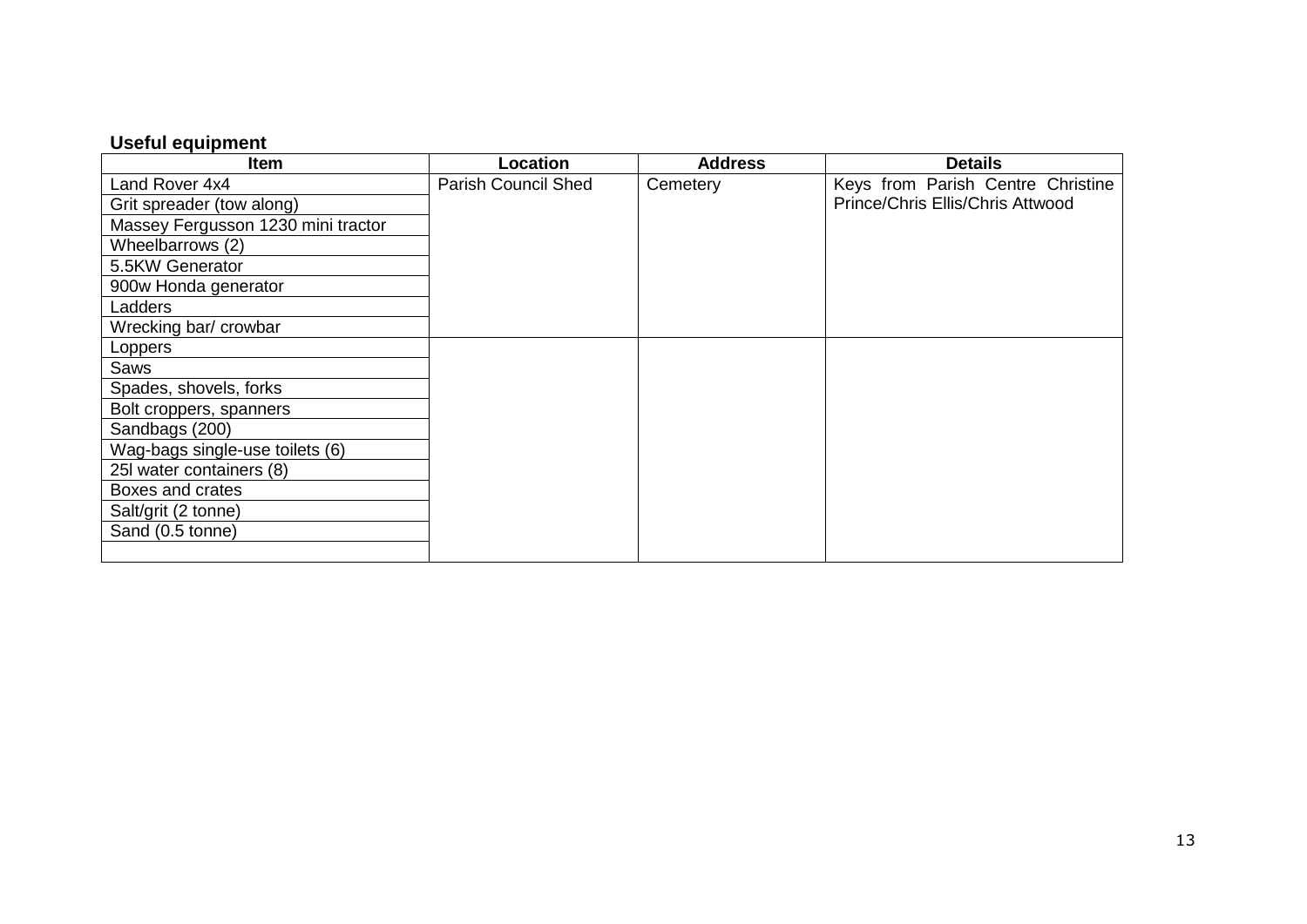**Useful equipment**

| Item | Location | Address | Details |
|---|---|---|---|
| Land Rover 4x4 | Parish Council Shed | Cemetery | Keys from Parish Centre Christine Prince/Chris Ellis/Chris Attwood |
| Grit spreader (tow along) | | | |
| Massey Fergusson 1230 mini tractor | | | |
| Wheelbarrows (2) | | | |
| 5.5KW Generator | | | |
| 900w Honda generator | | | |
| Ladders | | | |
| Wrecking bar/ crowbar | | | |
| Loppers | | | |
| Saws | | | |
| Spades, shovels, forks | | | |
| Bolt croppers, spanners | | | |
| Sandbags (200) | | | |
| Wag-bags single-use toilets (6) | | | |
| 25l water containers (8) | | | |
| Boxes and crates | | | |
| Salt/grit (2 tonne) | | | |
| Sand (0.5 tonne) | | | |
| | | | |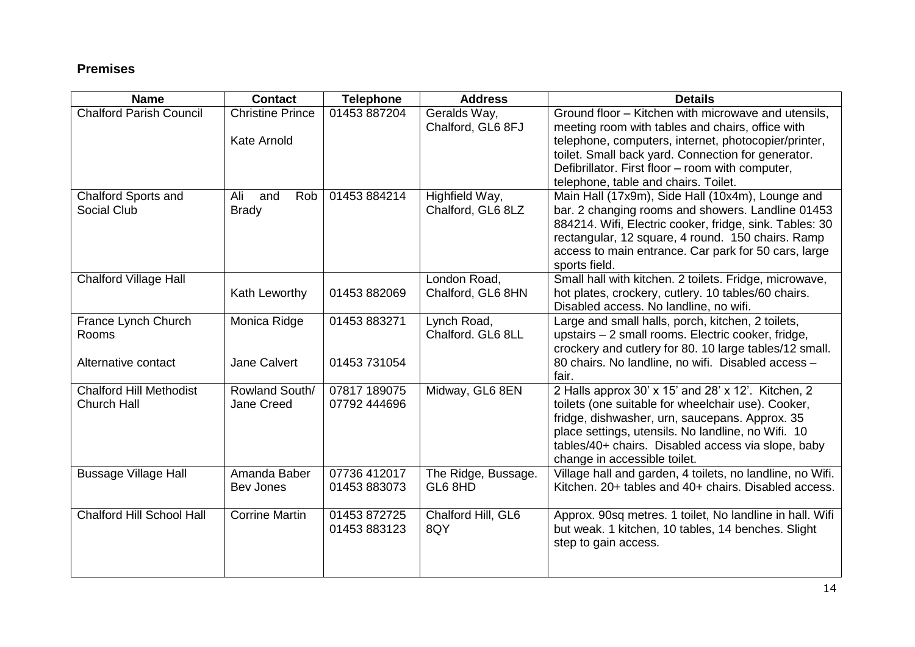**Premises**

| Name | Contact | Telephone | Address | Details |
|---|---|---|---|---|
| Chalford Parish Council | Christine Prince<br><br>Kate Arnold | 01453 887204 | Geralds Way, Chalford, GL6 8FJ | Ground floor – Kitchen with microwave and utensils, meeting room with tables and chairs, office with telephone, computers, internet, photocopier/printer, toilet. Small back yard. Connection for generator. Defibrillator. First floor – room with computer, telephone, table and chairs. Toilet. |
| Chalford Sports and Social Club | Ali and Rob Brady | 01453 884214 | Highfield Way, Chalford, GL6 8LZ | Main Hall (17x9m), Side Hall (10x4m), Lounge and bar. 2 changing rooms and showers. Landline 01453 884214. Wifi, Electric cooker, fridge, sink. Tables: 30 rectangular, 12 square, 4 round. 150 chairs. Ramp access to main entrance. Car park for 50 cars, large sports field. |
| Chalford Village Hall | Kath Leworthy | 01453 882069 | London Road, Chalford, GL6 8HN | Small hall with kitchen. 2 toilets. Fridge, microwave, hot plates, crockery, cutlery. 10 tables/60 chairs. Disabled access. No landline, no wifi. |
| France Lynch Church Rooms<br><br>Alternative contact | Monica Ridge<br><br>Jane Calvert | 01453 883271<br><br>01453 731054 | Lynch Road, Chalford. GL6 8LL | Large and small halls, porch, kitchen, 2 toilets, upstairs – 2 small rooms. Electric cooker, fridge, crockery and cutlery for 80. 10 large tables/12 small. 80 chairs. No landline, no wifi. Disabled access – fair. |
| Chalford Hill Methodist Church Hall | Rowland South/ Jane Creed | 07817 189075<br>07792 444696 | Midway, GL6 8EN | 2 Halls approx 30' x 15' and 28' x 12'. Kitchen, 2 toilets (one suitable for wheelchair use). Cooker, fridge, dishwasher, urn, saucepans. Approx. 35 place settings, utensils. No landline, no Wifi. 10 tables/40+ chairs. Disabled access via slope, baby change in accessible toilet. |
| Bussage Village Hall | Amanda Baber<br>Bev Jones | 07736 412017<br>01453 883073 | The Ridge, Bussage. GL6 8HD | Village hall and garden, 4 toilets, no landline, no Wifi. Kitchen. 20+ tables and 40+ chairs. Disabled access. |
| Chalford Hill School Hall | Corrine Martin | 01453 872725<br>01453 883123 | Chalford Hill, GL6 8QY | Approx. 90sq metres. 1 toilet, No landline in hall. Wifi but weak. 1 kitchen, 10 tables, 14 benches. Slight step to gain access. |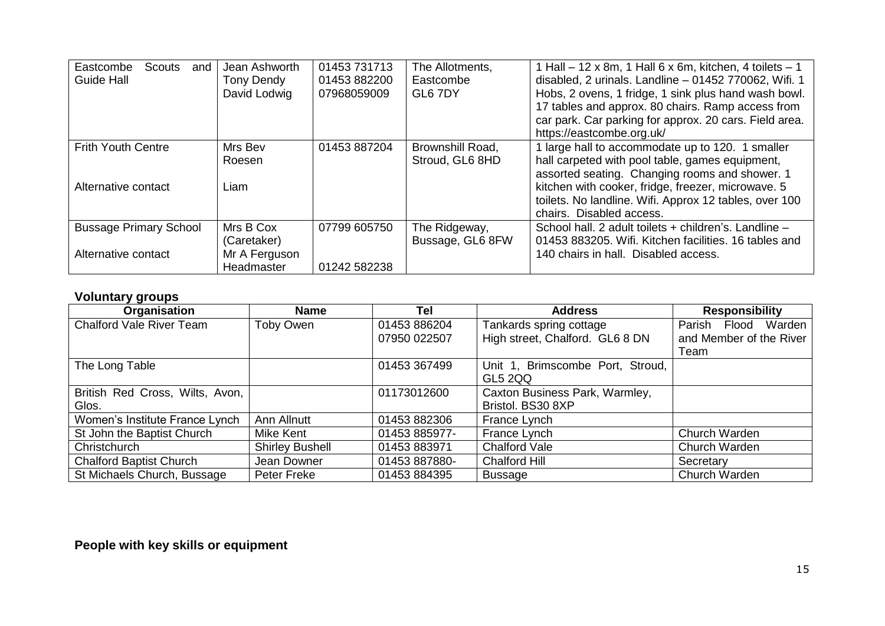| | | | | |
|---|---|---|---|---|
| Eastcombe Scouts and Guide Hall | Jean Ashworth<br>Tony Dendy<br>David Lodwig | 01453 731713<br>01453 882200<br>07968059009 | The Allotments, Eastcombe GL6 7DY | 1 Hall – 12 x 8m, 1 Hall 6 x 6m, kitchen, 4 toilets – 1 disabled, 2 urinals. Landline – 01452 770062, Wifi. 1 Hobs, 2 ovens, 1 fridge, 1 sink plus hand wash bowl. 17 tables and approx. 80 chairs. Ramp access from car park. Car parking for approx. 20 cars. Field area. https://eastcombe.org.uk/ |
| Frith Youth Centre<br><br>Alternative contact | Mrs Bev Roesen<br><br>Liam | 01453 887204 | Brownshill Road, Stroud, GL6 8HD | 1 large hall to accommodate up to 120. 1 smaller hall carpeted with pool table, games equipment, assorted seating. Changing rooms and shower. 1 kitchen with cooker, fridge, freezer, microwave. 5 toilets. No landline. Wifi. Approx 12 tables, over 100 chairs. Disabled access. |
| Bussage Primary School<br><br>Alternative contact | Mrs B Cox (Caretaker)<br>Mr A Ferguson Headmaster | 07799 605750<br><br>01242 582238 | The Ridgeway, Bussage, GL6 8FW | School hall. 2 adult toilets + children's. Landline – 01453 883205. Wifi. Kitchen facilities. 16 tables and 140 chairs in hall. Disabled access. |

**Voluntary groups**

| Organisation | Name | Tel | Address | Responsibility |
|---|---|---|---|---|
| Chalford Vale River Team | Toby Owen | 01453 886204<br>07950 022507 | Tankards spring cottage<br>High street, Chalford. GL6 8 DN | Parish Flood Warden and Member of the River Team |
| The Long Table | | 01453 367499 | Unit 1, Brimscombe Port, Stroud, GL5 2QQ | |
| British Red Cross, Wilts, Avon, Glos. | | 01173012600 | Caxton Business Park, Warmley, Bristol. BS30 8XP | |
| Women's Institute France Lynch | Ann Allnutt | 01453 882306 | France Lynch | |
| St John the Baptist Church | Mike Kent | 01453 885977- | France Lynch | Church Warden |
| Christchurch | Shirley Bushell | 01453 883971 | Chalford Vale | Church Warden |
| Chalford Baptist Church | Jean Downer | 01453 887880- | Chalford Hill | Secretary |
| St Michaels Church, Bussage | Peter Freke | 01453 884395 | Bussage | Church Warden |

**People with key skills or equipment**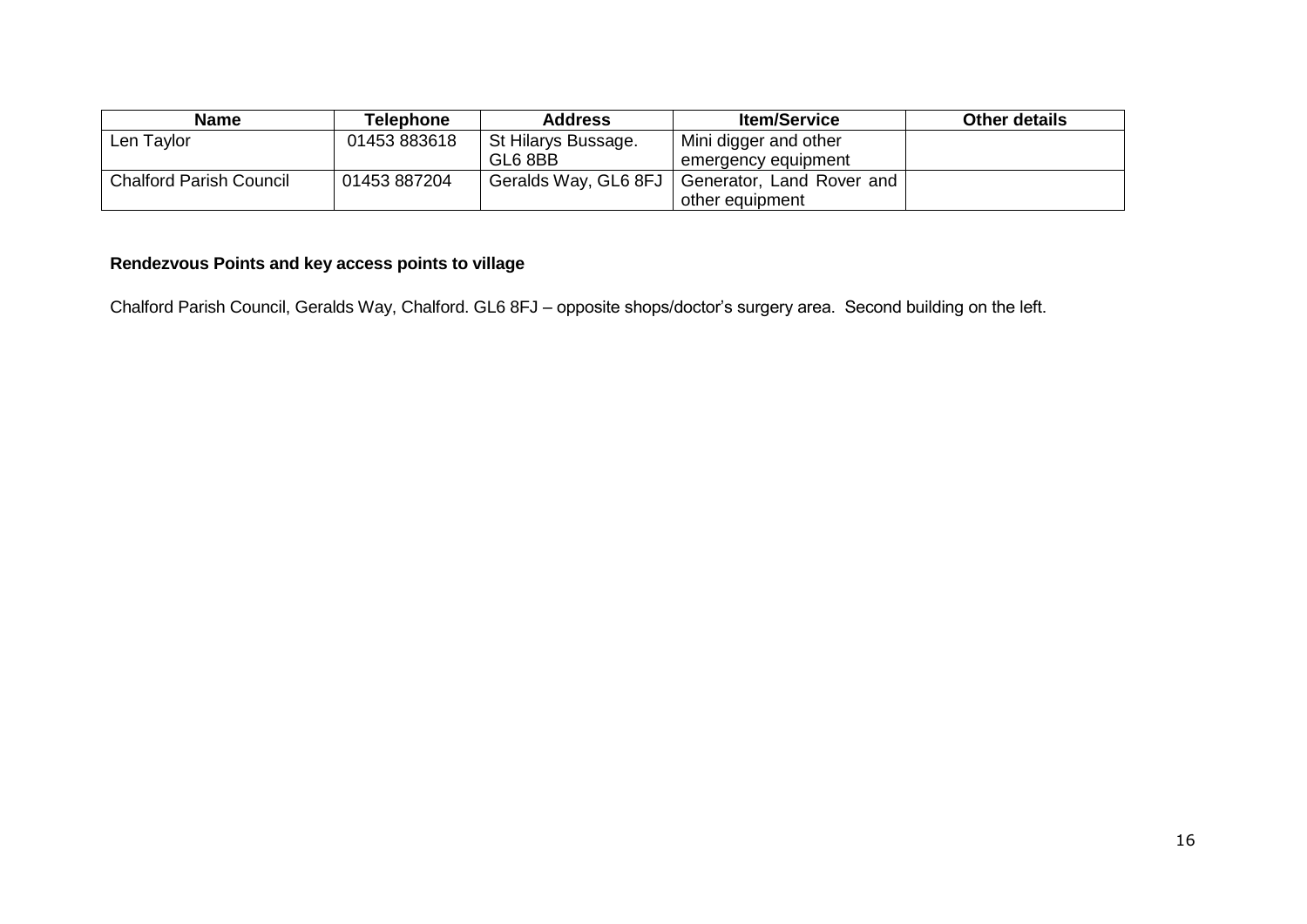| Name | Telephone | Address | Item/Service | Other details |
| --- | --- | --- | --- | --- |
| Len Taylor | 01453 883618 | St Hilarys Bussage. GL6 8BB | Mini digger and other emergency equipment | |
| Chalford Parish Council | 01453 887204 | Geralds Way, GL6 8FJ | Generator, Land Rover and other equipment | |

**Rendezvous Points and key access points to village**

Chalford Parish Council, Geralds Way, Chalford. GL6 8FJ – opposite shops/doctor's surgery area. Second building on the left.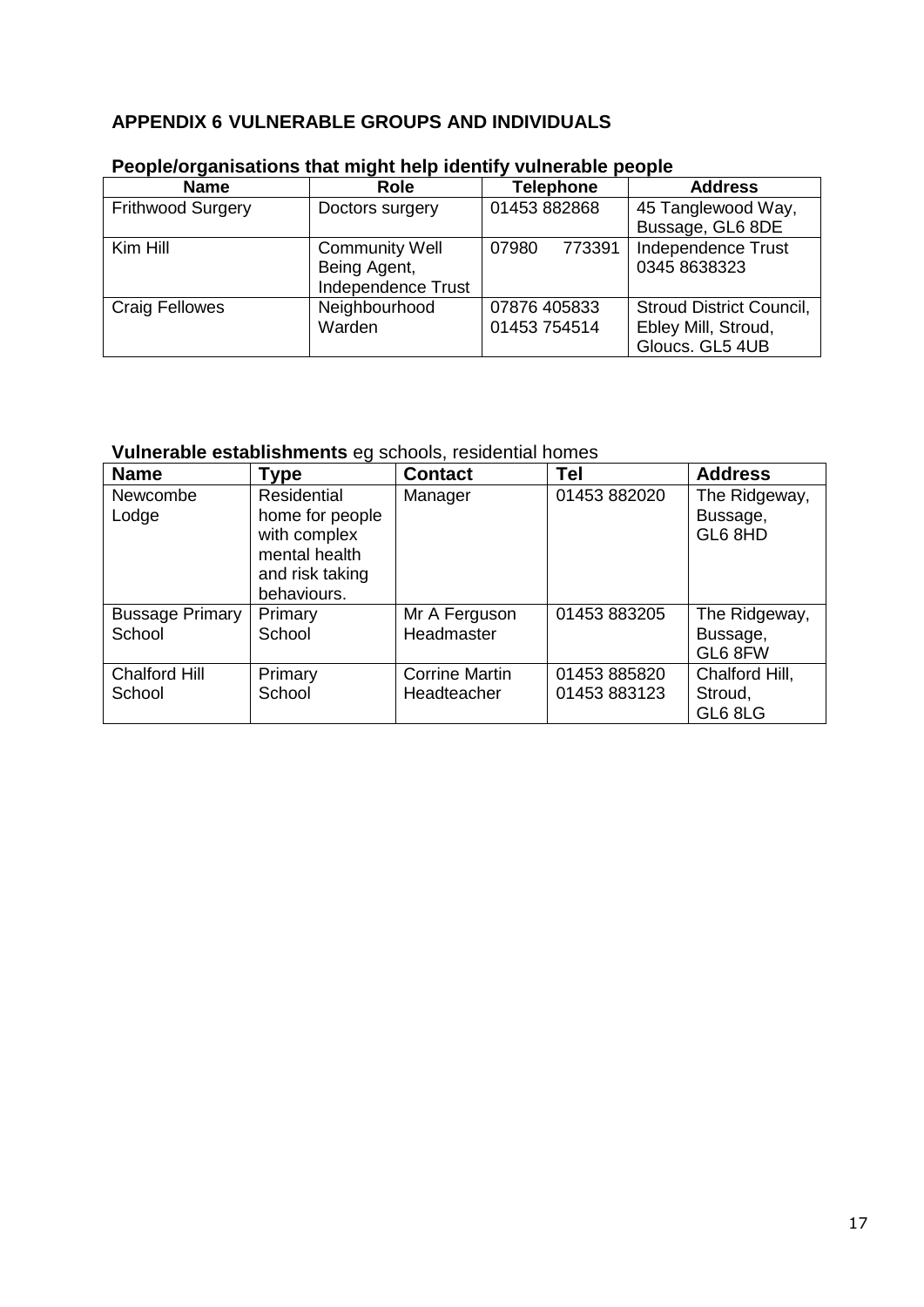## APPENDIX 6 VULNERABLE GROUPS AND INDIVIDUALS

**People/organisations that might help identify vulnerable people**

| Name | Role | Telephone | Address |
|---|---|---|---|
| Frithwood Surgery | Doctors surgery | 01453 882868 | 45 Tanglewood Way, Bussage, GL6 8DE |
| Kim Hill | Community Well Being Agent, Independence Trust | 07980 773391 | Independence Trust 0345 8638323 |
| Craig Fellowes | Neighbourhood Warden | 07876 405833 01453 754514 | Stroud District Council, Ebley Mill, Stroud, Gloucs. GL5 4UB |

**Vulnerable establishments** eg schools, residential homes

| Name | Type | Contact | Tel | Address |
|---|---|---|---|---|
| Newcombe Lodge | Residential home for people with complex mental health and risk taking behaviours. | Manager | 01453 882020 | The Ridgeway, Bussage, GL6 8HD |
| Bussage Primary School | Primary School | Mr A Ferguson Headmaster | 01453 883205 | The Ridgeway, Bussage, GL6 8FW |
| Chalford Hill School | Primary School | Corrine Martin Headteacher | 01453 885820 01453 883123 | Chalford Hill, Stroud, GL6 8LG |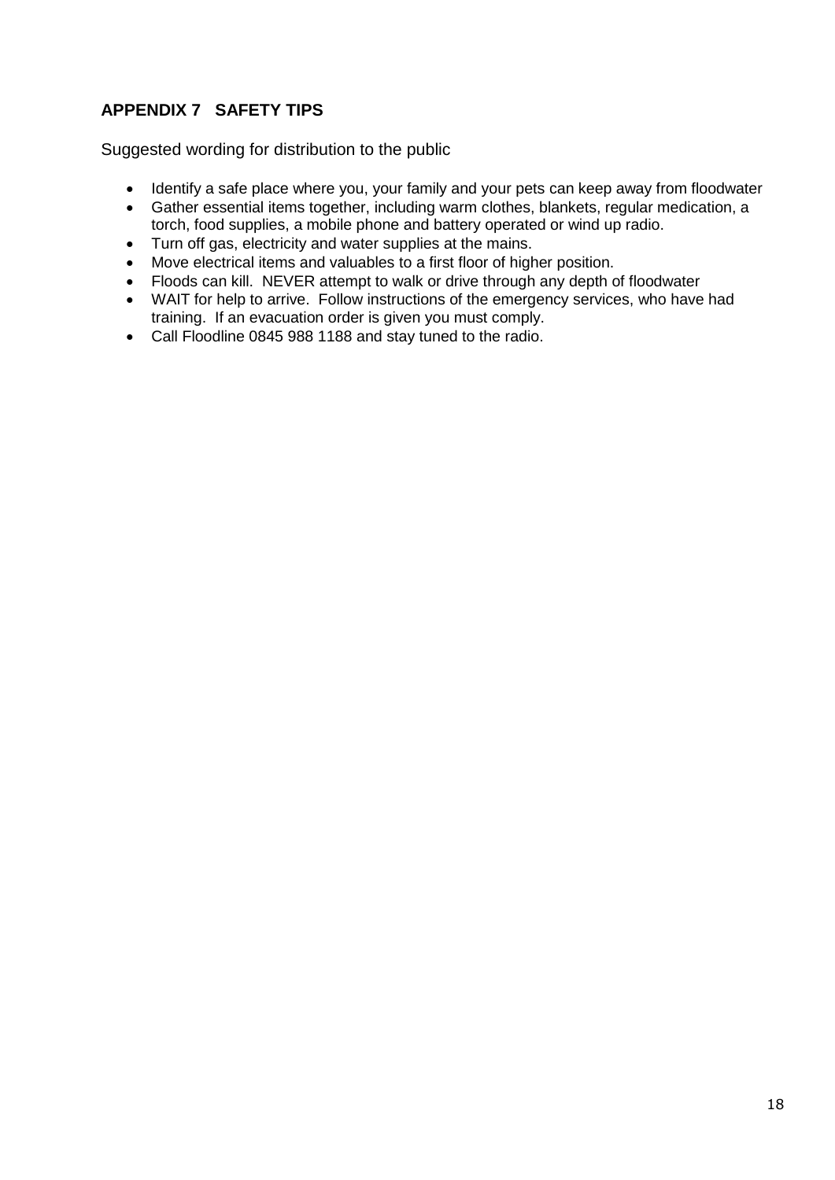## APPENDIX 7 SAFETY TIPS

Suggested wording for distribution to the public

- Identify a safe place where you, your family and your pets can keep away from floodwater
- Gather essential items together, including warm clothes, blankets, regular medication, a torch, food supplies, a mobile phone and battery operated or wind up radio.
- Turn off gas, electricity and water supplies at the mains.
- Move electrical items and valuables to a first floor of higher position.
- Floods can kill. NEVER attempt to walk or drive through any depth of floodwater
- WAIT for help to arrive. Follow instructions of the emergency services, who have had training. If an evacuation order is given you must comply.
- Call Floodline 0845 988 1188 and stay tuned to the radio.